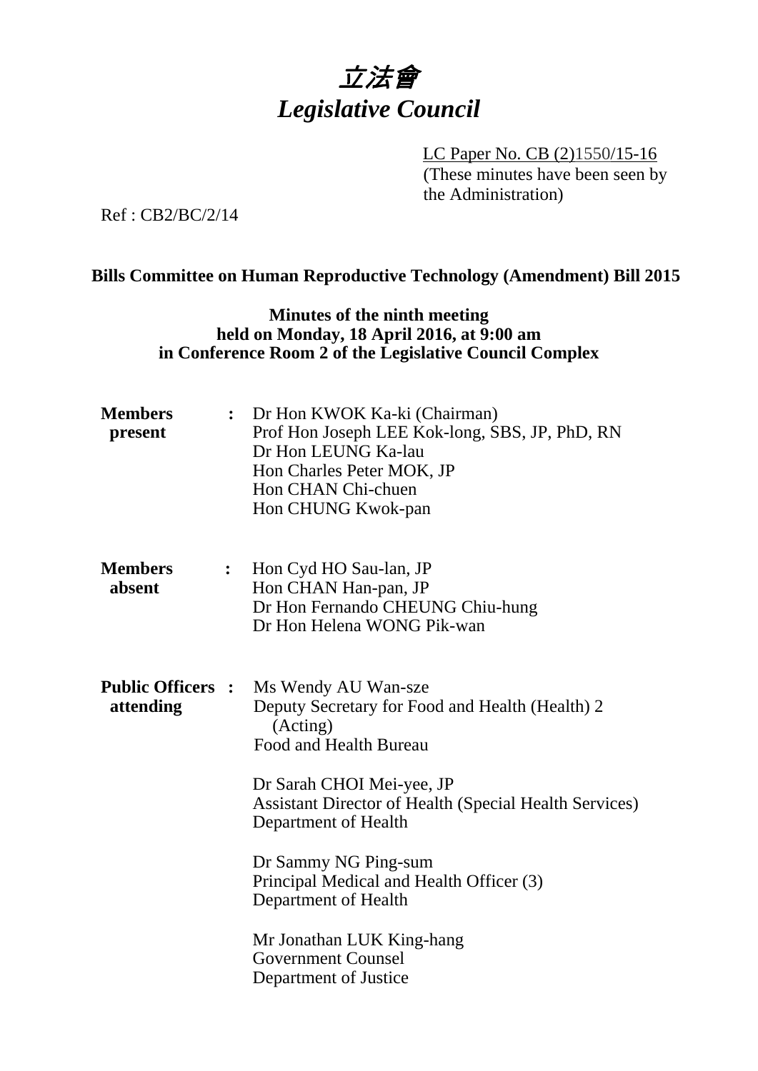# 立法會
# *Legislative Council*

LC Paper No. CB (2)1550/15-16
(These minutes have been seen by the Administration)

Ref : CB2/BC/2/14

**Bills Committee on Human Reproductive Technology (Amendment) Bill 2015**

**Minutes of the ninth meeting held on Monday, 18 April 2016, at 9:00 am in Conference Room 2 of the Legislative Council Complex**

| | | |
|---|---|---|
| **Members present** | **:** | Dr Hon KWOK Ka-ki (Chairman)<br>Prof Hon Joseph LEE Kok-long, SBS, JP, PhD, RN<br>Dr Hon LEUNG Ka-lau<br>Hon Charles Peter MOK, JP<br>Hon CHAN Chi-chuen<br>Hon CHUNG Kwok-pan |
| **Members absent** | **:** | Hon Cyd HO Sau-lan, JP<br>Hon CHAN Han-pan, JP<br>Dr Hon Fernando CHEUNG Chiu-hung<br>Dr Hon Helena WONG Pik-wan |
| **Public Officers attending** | **:** | Ms Wendy AU Wan-sze<br>Deputy Secretary for Food and Health (Health) 2 (Acting)<br>Food and Health Bureau<br><br>Dr Sarah CHOI Mei-yee, JP<br>Assistant Director of Health (Special Health Services)<br>Department of Health<br><br>Dr Sammy NG Ping-sum<br>Principal Medical and Health Officer (3)<br>Department of Health<br><br>Mr Jonathan LUK King-hang<br>Government Counsel<br>Department of Justice |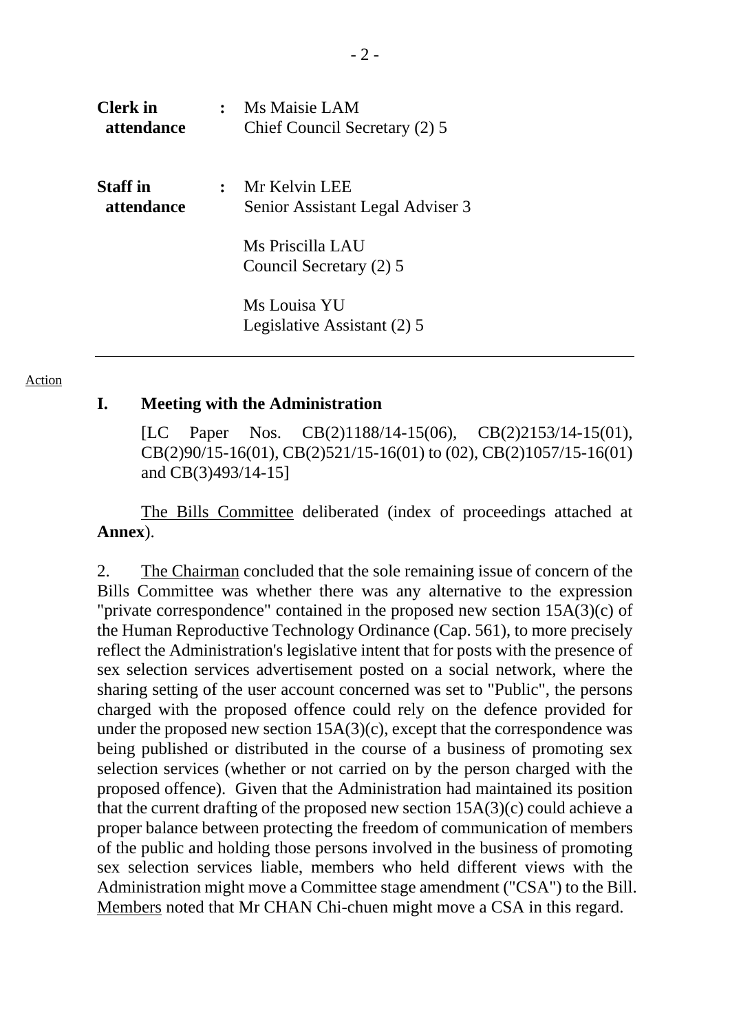| | | |
|---|---|---|
| **Clerk in attendance** | **:** | Ms Maisie LAM<br>Chief Council Secretary (2) 5 |
| **Staff in attendance** | **:** | Mr Kelvin LEE<br>Senior Assistant Legal Adviser 3<br><br>Ms Priscilla LAU<br>Council Secretary (2) 5<br><br>Ms Louisa YU<br>Legislative Assistant (2) 5 |

---

Action

## I. Meeting with the Administration

[LC Paper Nos. CB(2)1188/14-15(06), CB(2)2153/14-15(01), CB(2)90/15-16(01), CB(2)521/15-16(01) to (02), CB(2)1057/15-16(01) and CB(3)493/14-15]

The Bills Committee deliberated (index of proceedings attached at **Annex**).

2. The Chairman concluded that the sole remaining issue of concern of the Bills Committee was whether there was any alternative to the expression "private correspondence" contained in the proposed new section 15A(3)(c) of the Human Reproductive Technology Ordinance (Cap. 561), to more precisely reflect the Administration's legislative intent that for posts with the presence of sex selection services advertisement posted on a social network, where the sharing setting of the user account concerned was set to "Public", the persons charged with the proposed offence could rely on the defence provided for under the proposed new section 15A(3)(c), except that the correspondence was being published or distributed in the course of a business of promoting sex selection services (whether or not carried on by the person charged with the proposed offence). Given that the Administration had maintained its position that the current drafting of the proposed new section 15A(3)(c) could achieve a proper balance between protecting the freedom of communication of members of the public and holding those persons involved in the business of promoting sex selection services liable, members who held different views with the Administration might move a Committee stage amendment ("CSA") to the Bill. Members noted that Mr CHAN Chi-chuen might move a CSA in this regard.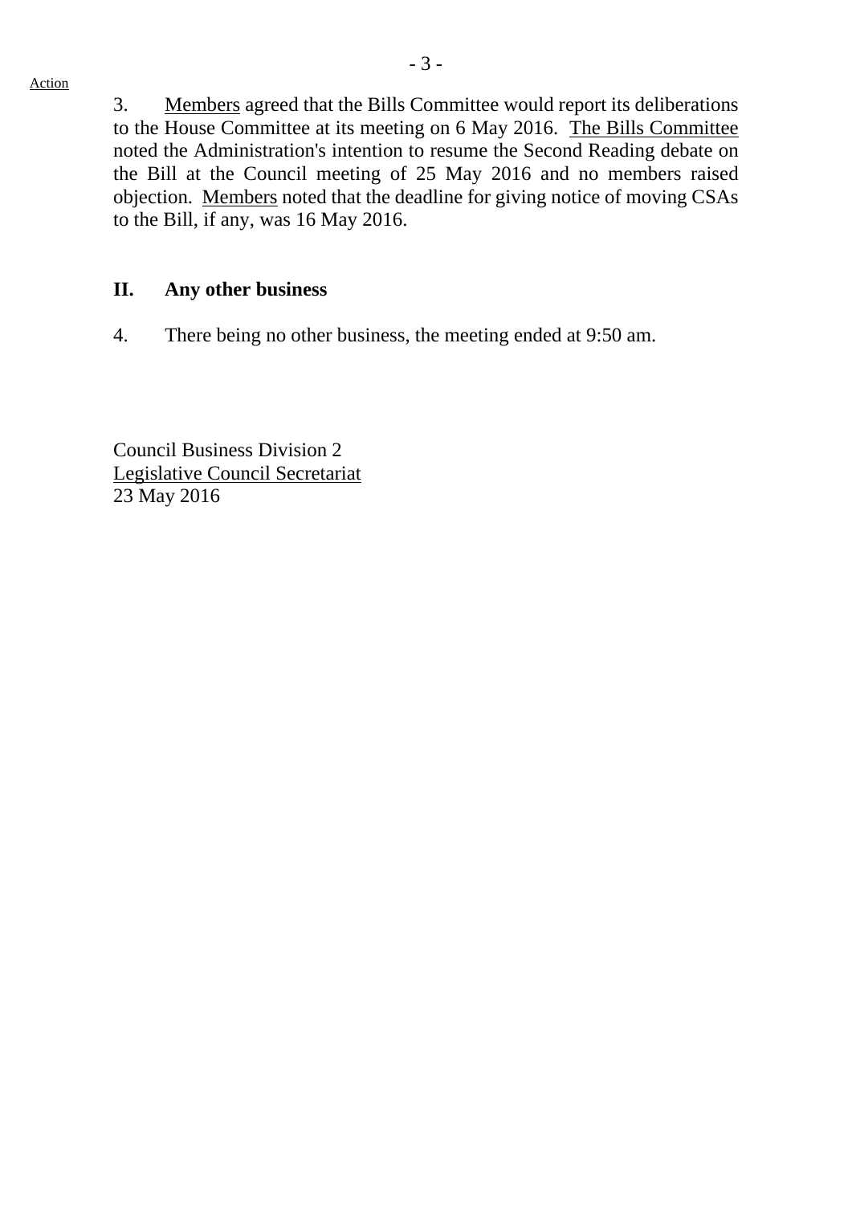Action

3. Members agreed that the Bills Committee would report its deliberations to the House Committee at its meeting on 6 May 2016. The Bills Committee noted the Administration's intention to resume the Second Reading debate on the Bill at the Council meeting of 25 May 2016 and no members raised objection. Members noted that the deadline for giving notice of moving CSAs to the Bill, if any, was 16 May 2016.

## II. Any other business

4. There being no other business, the meeting ended at 9:50 am.

Council Business Division 2
Legislative Council Secretariat
23 May 2016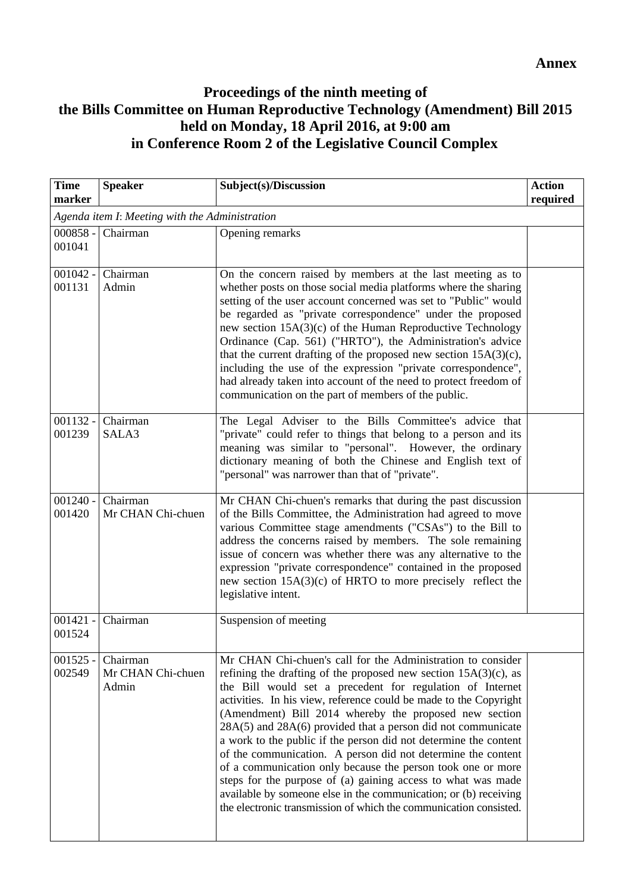**Annex**

# Proceedings of the ninth meeting of the Bills Committee on Human Reproductive Technology (Amendment) Bill 2015 held on Monday, 18 April 2016, at 9:00 am in Conference Room 2 of the Legislative Council Complex

| Time marker | Speaker | Subject(s)/Discussion | Action required |
|---|---|---|---|
| *Agenda item I: Meeting with the Administration* | | | |
| 000858 - 001041 | Chairman | Opening remarks | |
| 001042 - 001131 | Chairman<br>Admin | On the concern raised by members at the last meeting as to whether posts on those social media platforms where the sharing setting of the user account concerned was set to "Public" would be regarded as "private correspondence" under the proposed new section 15A(3)(c) of the Human Reproductive Technology Ordinance (Cap. 561) ("HRTO"), the Administration's advice that the current drafting of the proposed new section 15A(3)(c), including the use of the expression "private correspondence", had already taken into account of the need to protect freedom of communication on the part of members of the public. | |
| 001132 - 001239 | Chairman<br>SALA3 | The Legal Adviser to the Bills Committee's advice that "private" could refer to things that belong to a person and its meaning was similar to "personal". However, the ordinary dictionary meaning of both the Chinese and English text of "personal" was narrower than that of "private". | |
| 001240 - 001420 | Chairman<br>Mr CHAN Chi-chuen | Mr CHAN Chi-chuen's remarks that during the past discussion of the Bills Committee, the Administration had agreed to move various Committee stage amendments ("CSAs") to the Bill to address the concerns raised by members. The sole remaining issue of concern was whether there was any alternative to the expression "private correspondence" contained in the proposed new section 15A(3)(c) of HRTO to more precisely reflect the legislative intent. | |
| 001421 - 001524 | Chairman | Suspension of meeting | |
| 001525 - 002549 | Chairman<br>Mr CHAN Chi-chuen<br>Admin | Mr CHAN Chi-chuen's call for the Administration to consider refining the drafting of the proposed new section 15A(3)(c), as the Bill would set a precedent for regulation of Internet activities. In his view, reference could be made to the Copyright (Amendment) Bill 2014 whereby the proposed new section 28A(5) and 28A(6) provided that a person did not communicate a work to the public if the person did not determine the content of the communication. A person did not determine the content of a communication only because the person took one or more steps for the purpose of (a) gaining access to what was made available by someone else in the communication; or (b) receiving the electronic transmission of which the communication consisted. | |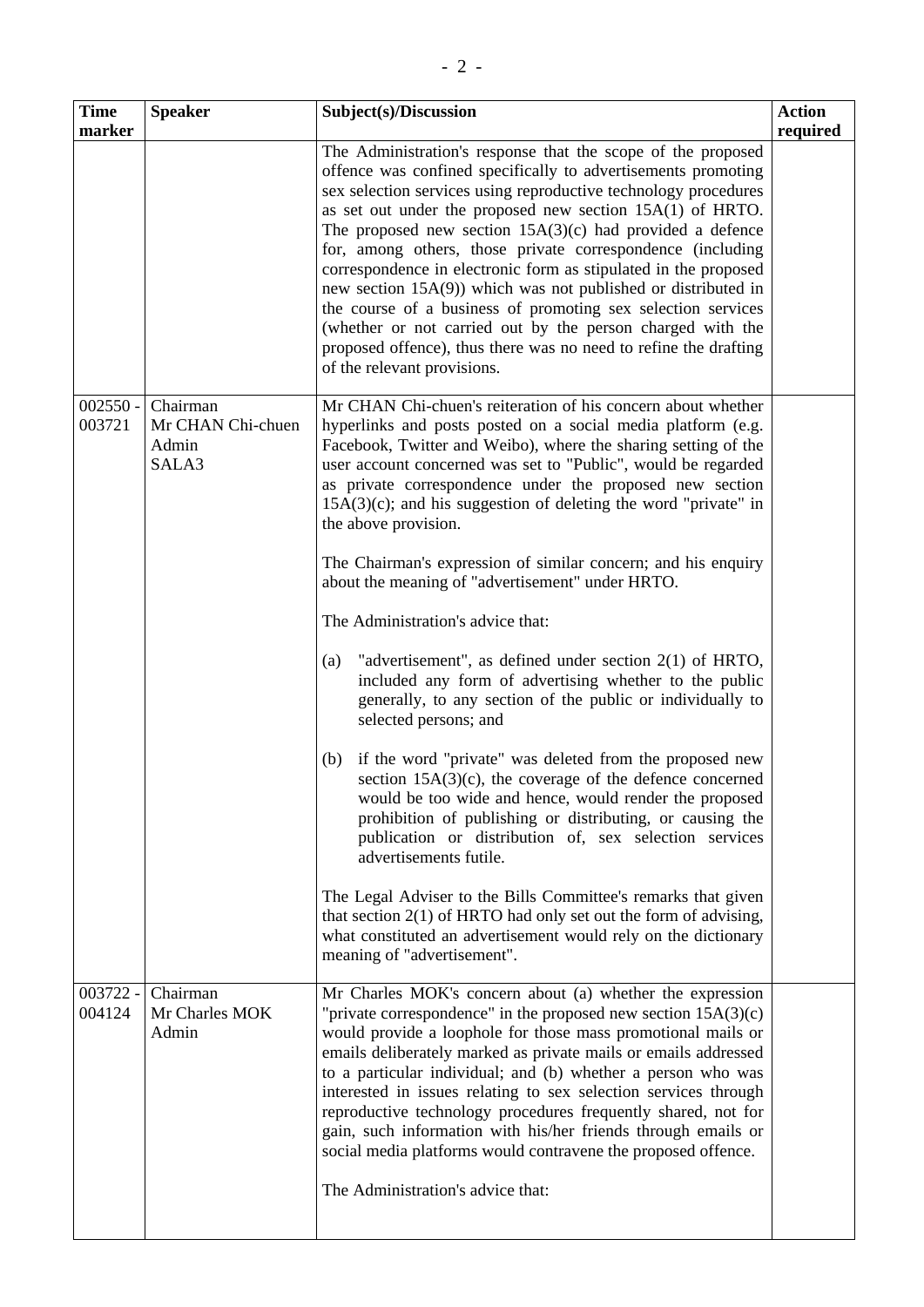| Time marker | Speaker | Subject(s)/Discussion | Action required |
|---|---|---|---|
| | | The Administration's response that the scope of the proposed offence was confined specifically to advertisements promoting sex selection services using reproductive technology procedures as set out under the proposed new section 15A(1) of HRTO. The proposed new section 15A(3)(c) had provided a defence for, among others, those private correspondence (including correspondence in electronic form as stipulated in the proposed new section 15A(9)) which was not published or distributed in the course of a business of promoting sex selection services (whether or not carried out by the person charged with the proposed offence), thus there was no need to refine the drafting of the relevant provisions. | |
| 002550 - 003721 | Chairman<br>Mr CHAN Chi-chuen<br>Admin<br>SALA3 | Mr CHAN Chi-chuen's reiteration of his concern about whether hyperlinks and posts posted on a social media platform (e.g. Facebook, Twitter and Weibo), where the sharing setting of the user account concerned was set to "Public", would be regarded as private correspondence under the proposed new section 15A(3)(c); and his suggestion of deleting the word "private" in the above provision.<br><br>The Chairman's expression of similar concern; and his enquiry about the meaning of "advertisement" under HRTO.<br><br>The Administration's advice that:<br><br>(a) "advertisement", as defined under section 2(1) of HRTO, included any form of advertising whether to the public generally, to any section of the public or individually to selected persons; and<br><br>(b) if the word "private" was deleted from the proposed new section 15A(3)(c), the coverage of the defence concerned would be too wide and hence, would render the proposed prohibition of publishing or distributing, or causing the publication or distribution of, sex selection services advertisements futile.<br><br>The Legal Adviser to the Bills Committee's remarks that given that section 2(1) of HRTO had only set out the form of advising, what constituted an advertisement would rely on the dictionary meaning of "advertisement". | |
| 003722 - 004124 | Chairman<br>Mr Charles MOK<br>Admin | Mr Charles MOK's concern about (a) whether the expression "private correspondence" in the proposed new section 15A(3)(c) would provide a loophole for those mass promotional mails or emails deliberately marked as private mails or emails addressed to a particular individual; and (b) whether a person who was interested in issues relating to sex selection services through reproductive technology procedures frequently shared, not for gain, such information with his/her friends through emails or social media platforms would contravene the proposed offence.<br><br>The Administration's advice that: | |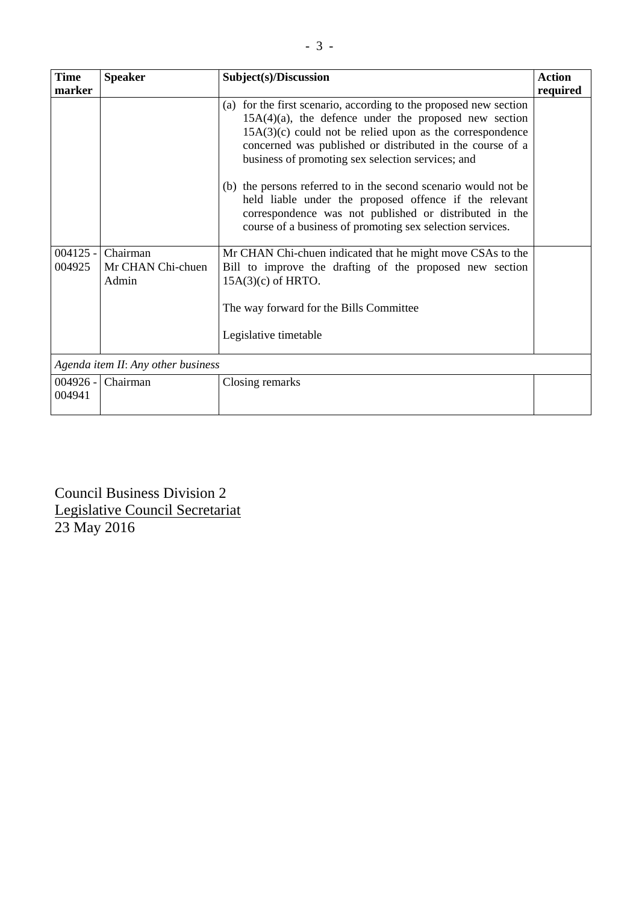| Time marker | Speaker | Subject(s)/Discussion | Action required |
|---|---|---|---|
| | | (a) for the first scenario, according to the proposed new section 15A(4)(a), the defence under the proposed new section 15A(3)(c) could not be relied upon as the correspondence concerned was published or distributed in the course of a business of promoting sex selection services; and<br><br>(b) the persons referred to in the second scenario would not be held liable under the proposed offence if the relevant correspondence was not published or distributed in the course of a business of promoting sex selection services. | |
| 004125 - 004925 | Chairman<br>Mr CHAN Chi-chuen<br>Admin | Mr CHAN Chi-chuen indicated that he might move CSAs to the Bill to improve the drafting of the proposed new section 15A(3)(c) of HRTO.<br><br>The way forward for the Bills Committee<br><br>Legislative timetable | |
| *Agenda item II: Any other business* | | | |
| 004926 - 004941 | Chairman | Closing remarks | |

Council Business Division 2
Legislative Council Secretariat
23 May 2016